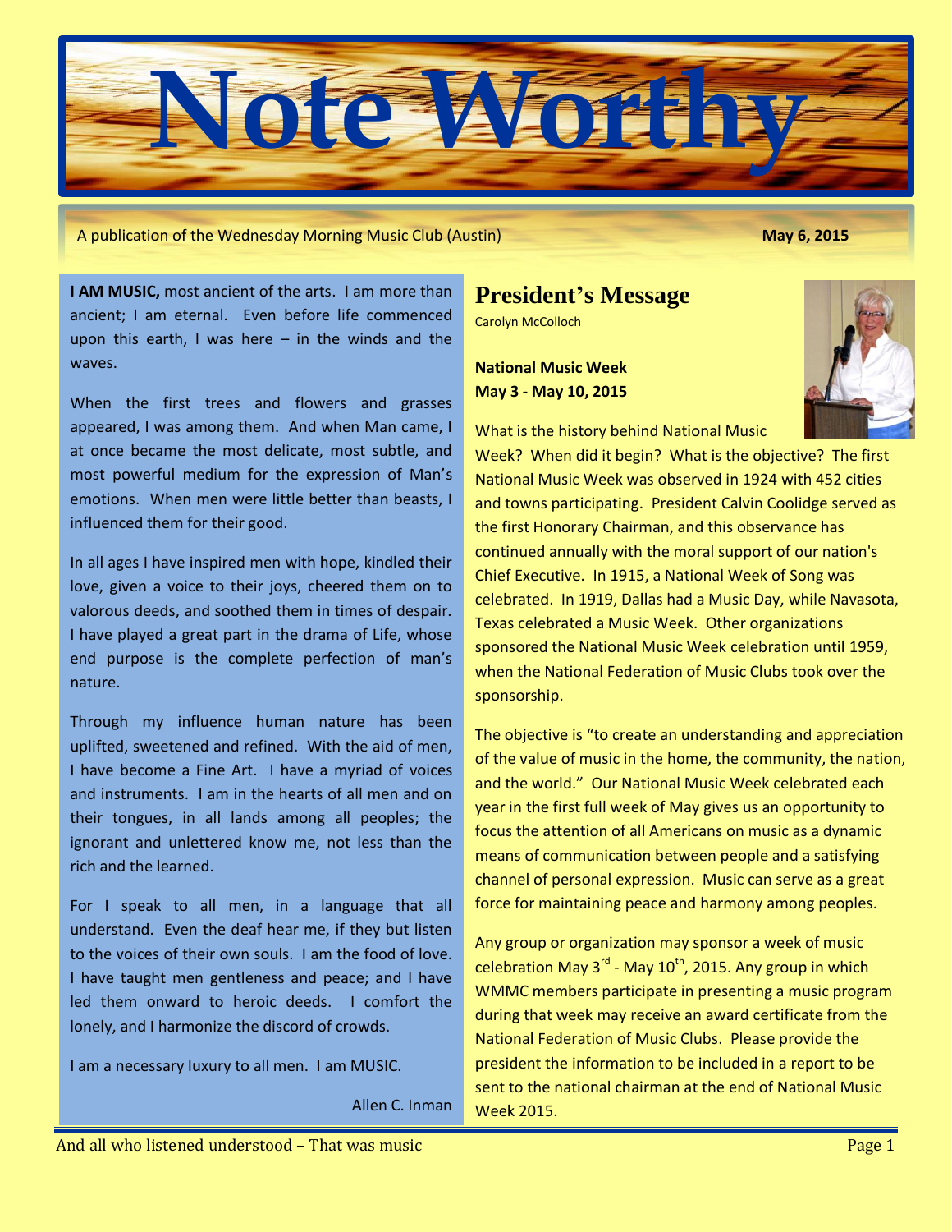# Note Worthy

A publication of the Wednesday Morning Music Club (Austin) **May 6, 2015**

**I AM MUSIC,** most ancient of the arts. I am more than ancient; I am eternal. Even before life commenced upon this earth, I was here – in the winds and the waves.

When the first trees and flowers and grasses appeared, I was among them. And when Man came, I at once became the most delicate, most subtle, and most powerful medium for the expression of Man's emotions. When men were little better than beasts, I influenced them for their good.

In all ages I have inspired men with hope, kindled their love, given a voice to their joys, cheered them on to valorous deeds, and soothed them in times of despair. I have played a great part in the drama of Life, whose end purpose is the complete perfection of man's nature.

Through my influence human nature has been uplifted, sweetened and refined. With the aid of men, I have become a Fine Art. I have a myriad of voices and instruments. I am in the hearts of all men and on their tongues, in all lands among all peoples; the ignorant and unlettered know me, not less than the rich and the learned.

For I speak to all men, in a language that all understand. Even the deaf hear me, if they but listen to the voices of their own souls. I am the food of love. I have taught men gentleness and peace; and I have led them onward to heroic deeds. I comfort the lonely, and I harmonize the discord of crowds.

I am a necessary luxury to all men. I am MUSIC.

Allen C. Inman

## President's Message

Carolyn McColloch

**National Music Week**
**May 3 - May 10, 2015**

What is the history behind National Music Week? When did it begin? What is the objective? The first National Music Week was observed in 1924 with 452 cities and towns participating. President Calvin Coolidge served as the first Honorary Chairman, and this observance has continued annually with the moral support of our nation's Chief Executive. In 1915, a National Week of Song was celebrated. In 1919, Dallas had a Music Day, while Navasota, Texas celebrated a Music Week. Other organizations sponsored the National Music Week celebration until 1959, when the National Federation of Music Clubs took over the sponsorship.

The objective is "to create an understanding and appreciation of the value of music in the home, the community, the nation, and the world." Our National Music Week celebrated each year in the first full week of May gives us an opportunity to focus the attention of all Americans on music as a dynamic means of communication between people and a satisfying channel of personal expression. Music can serve as a great force for maintaining peace and harmony among peoples.

Any group or organization may sponsor a week of music celebration May 3rd - May 10th, 2015. Any group in which WMMC members participate in presenting a music program during that week may receive an award certificate from the National Federation of Music Clubs. Please provide the president the information to be included in a report to be sent to the national chairman at the end of National Music Week 2015.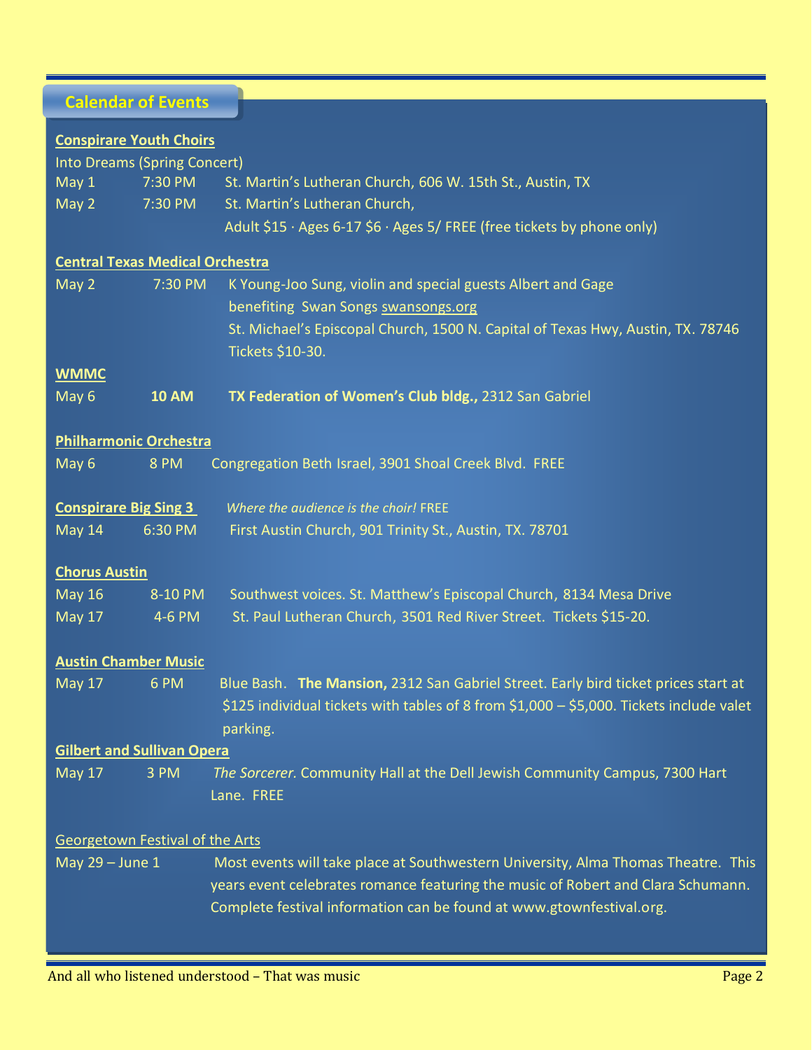## Calendar of Events

**Conspirare Youth Choirs**

Into Dreams (Spring Concert)

May 1 7:30 PM St. Martin's Lutheran Church, 606 W. 15th St., Austin, TX

May 2 7:30 PM St. Martin's Lutheran Church,
Adult $15 · Ages 6-17 $6 · Ages 5/ FREE (free tickets by phone only)

**Central Texas Medical Orchestra**

May 2 7:30 PM K Young-Joo Sung, violin and special guests Albert and Gage benefiting Swan Songs swansongs.org
St. Michael's Episcopal Church, 1500 N. Capital of Texas Hwy, Austin, TX. 78746
Tickets $10-30.

**WMMC**

May 6 **10 AM** **TX Federation of Women's Club bldg.,** 2312 San Gabriel

**Philharmonic Orchestra**

May 6 8 PM Congregation Beth Israel, 3901 Shoal Creek Blvd. FREE

**Conspirare Big Sing 3** *Where the audience is the choir!* FREE

May 14 6:30 PM First Austin Church, 901 Trinity St., Austin, TX. 78701

**Chorus Austin**

May 16 8-10 PM Southwest voices. St. Matthew's Episcopal Church, 8134 Mesa Drive

May 17 4-6 PM St. Paul Lutheran Church, 3501 Red River Street. Tickets $15-20.

**Austin Chamber Music**

May 17 6 PM Blue Bash. **The Mansion,** 2312 San Gabriel Street. Early bird ticket prices start at $125 individual tickets with tables of 8 from $1,000 – $5,000. Tickets include valet parking.

**Gilbert and Sullivan Opera**

May 17 3 PM *The Sorcerer.* Community Hall at the Dell Jewish Community Campus, 7300 Hart Lane. FREE

Georgetown Festival of the Arts

May 29 – June 1 Most events will take place at Southwestern University, Alma Thomas Theatre. This years event celebrates romance featuring the music of Robert and Clara Schumann. Complete festival information can be found at www.gtownfestival.org.

And all who listened understood – That was music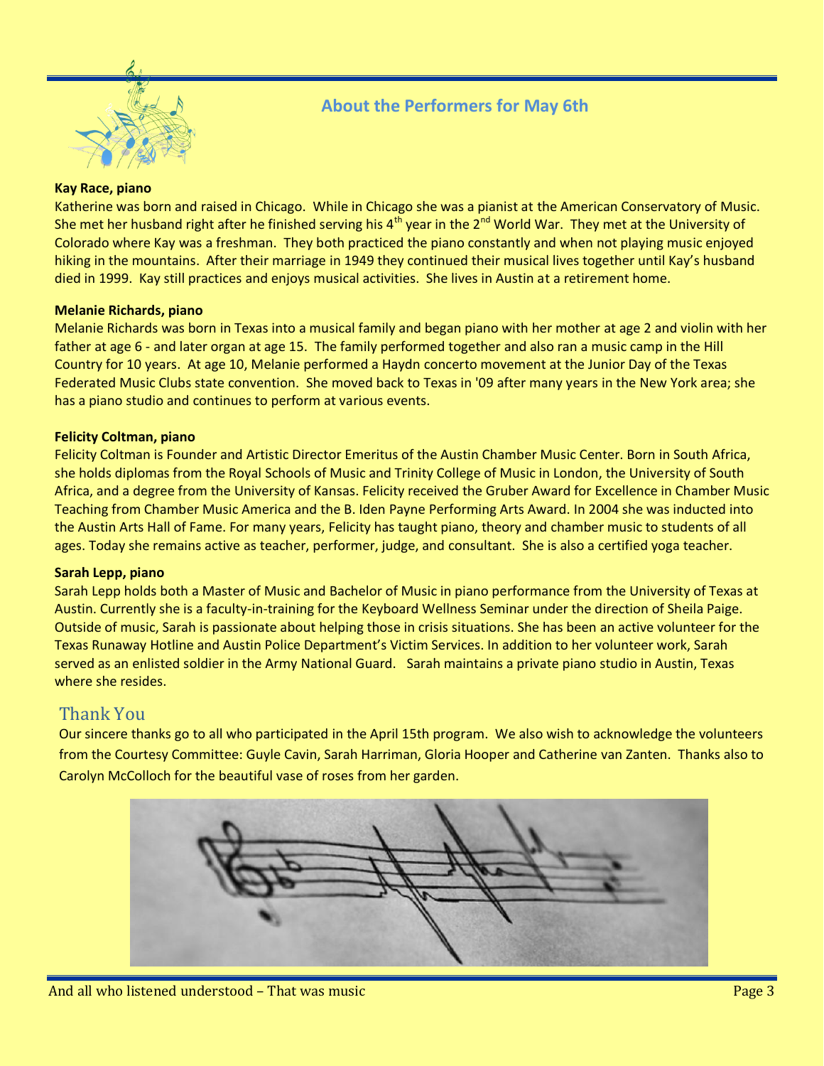## About the Performers for May 6th

**Kay Race, piano**

Katherine was born and raised in Chicago. While in Chicago she was a pianist at the American Conservatory of Music. She met her husband right after he finished serving his 4th year in the 2nd World War. They met at the University of Colorado where Kay was a freshman. They both practiced the piano constantly and when not playing music enjoyed hiking in the mountains. After their marriage in 1949 they continued their musical lives together until Kay's husband died in 1999. Kay still practices and enjoys musical activities. She lives in Austin at a retirement home.

**Melanie Richards, piano**

Melanie Richards was born in Texas into a musical family and began piano with her mother at age 2 and violin with her father at age 6 - and later organ at age 15. The family performed together and also ran a music camp in the Hill Country for 10 years. At age 10, Melanie performed a Haydn concerto movement at the Junior Day of the Texas Federated Music Clubs state convention. She moved back to Texas in '09 after many years in the New York area; she has a piano studio and continues to perform at various events.

**Felicity Coltman, piano**

Felicity Coltman is Founder and Artistic Director Emeritus of the Austin Chamber Music Center. Born in South Africa, she holds diplomas from the Royal Schools of Music and Trinity College of Music in London, the University of South Africa, and a degree from the University of Kansas. Felicity received the Gruber Award for Excellence in Chamber Music Teaching from Chamber Music America and the B. Iden Payne Performing Arts Award. In 2004 she was inducted into the Austin Arts Hall of Fame. For many years, Felicity has taught piano, theory and chamber music to students of all ages. Today she remains active as teacher, performer, judge, and consultant. She is also a certified yoga teacher.

**Sarah Lepp, piano**

Sarah Lepp holds both a Master of Music and Bachelor of Music in piano performance from the University of Texas at Austin. Currently she is a faculty-in-training for the Keyboard Wellness Seminar under the direction of Sheila Paige. Outside of music, Sarah is passionate about helping those in crisis situations. She has been an active volunteer for the Texas Runaway Hotline and Austin Police Department's Victim Services. In addition to her volunteer work, Sarah served as an enlisted soldier in the Army National Guard. Sarah maintains a private piano studio in Austin, Texas where she resides.

## Thank You

Our sincere thanks go to all who participated in the April 15th program. We also wish to acknowledge the volunteers from the Courtesy Committee: Guyle Cavin, Sarah Harriman, Gloria Hooper and Catherine van Zanten. Thanks also to Carolyn McColloch for the beautiful vase of roses from her garden.